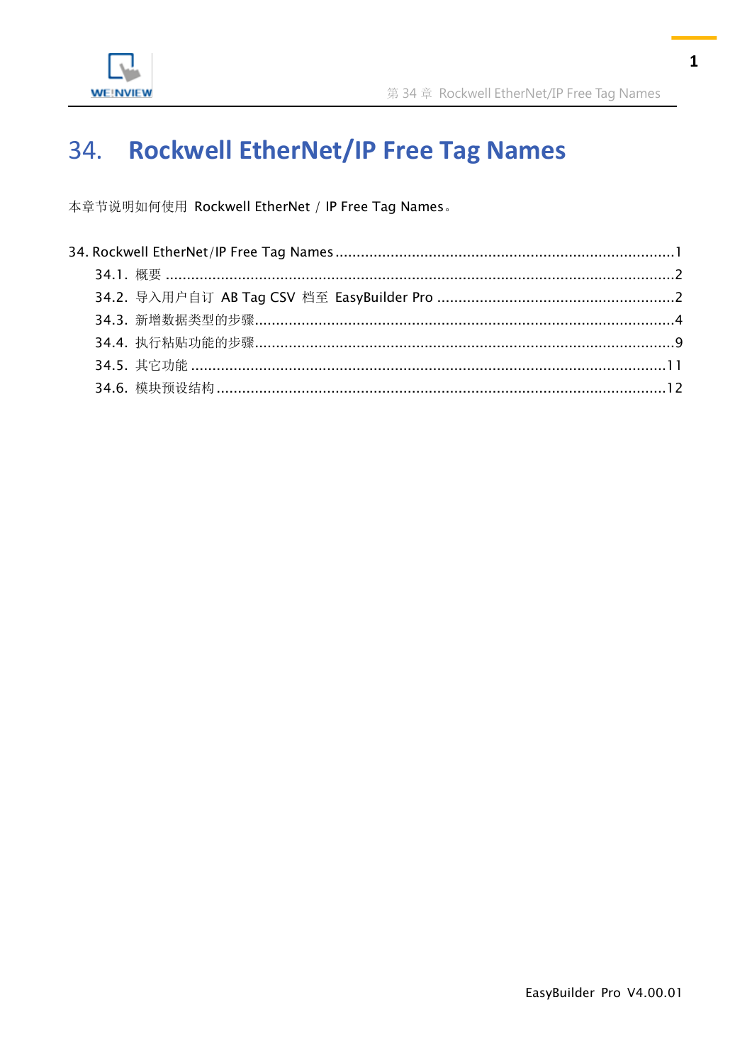# 34. Rockwell EtherNet/IP Free Tag Names

本章节说明如何使用 Rockwell EtherNet / IP Free Tag Names。

34. Rockwell EtherNet/IP Free Tag Names ....................................................................1
- 34.1. 概要 ....................................................................................................................2
- 34.2. 导入用户自订 AB Tag CSV 档至 EasyBuilder Pro .........................................................2
- 34.3. 新增数据类型的步骤.................................................................................................4
- 34.4. 执行粘贴功能的步骤.................................................................................................9
- 34.5. 其它功能 ..............................................................................................................11
- 34.6. 模块预设结构 ........................................................................................................12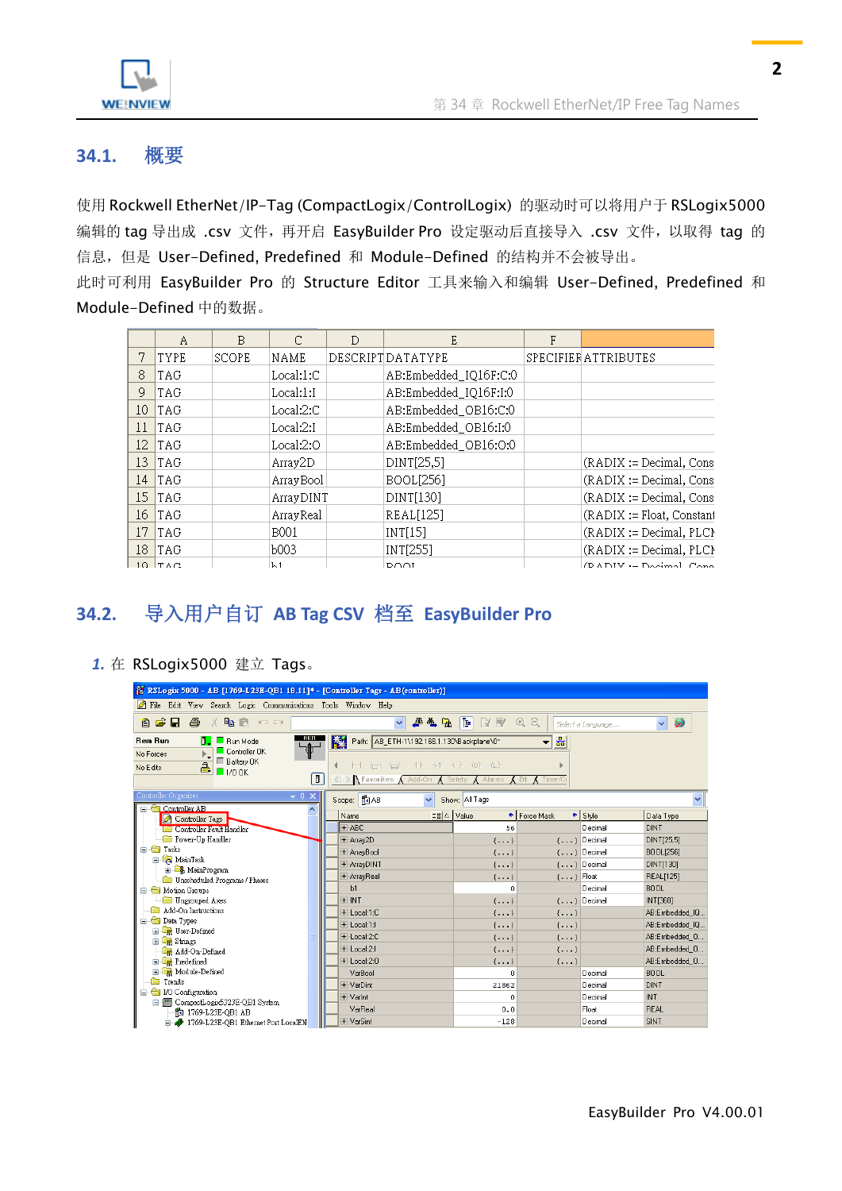## 34.1. 概要

使用 Rockwell EtherNet/IP-Tag (CompactLogix/ControlLogix) 的驱动时可以将用户于 RSLogix5000 编辑的 tag 导出成 .csv 文件，再开启 EasyBuilder Pro 设定驱动后直接导入 .csv 文件，以取得 tag 的信息，但是 User-Defined, Predefined 和 Module-Defined 的结构并不会被导出。

此时可利用 EasyBuilder Pro 的 Structure Editor 工具来输入和编辑 User-Defined, Predefined 和 Module-Defined 中的数据。

| | A | B | C | D | E | F | |
|---|---|---|---|---|---|---|---|
| 7 | TYPE | SCOPE | NAME | DESCRIPT | DATATYPE | SPECIFIER | ATTRIBUTES |
| 8 | TAG | | Local:1:C | | AB:Embedded_IQ16F:C:0 | | |
| 9 | TAG | | Local:1:I | | AB:Embedded_IQ16F:I:0 | | |
| 10 | TAG | | Local:2:C | | AB:Embedded_OB16:C:0 | | |
| 11 | TAG | | Local:2:I | | AB:Embedded_OB16:I:0 | | |
| 12 | TAG | | Local:2:O | | AB:Embedded_OB16:O:0 | | |
| 13 | TAG | | Array2D | | DINT[25,5] | | (RADIX := Decimal, Cons |
| 14 | TAG | | ArrayBool | | BOOL[256] | | (RADIX := Decimal, Cons |
| 15 | TAG | | ArrayDINT | | DINT[130] | | (RADIX := Decimal, Cons |
| 16 | TAG | | ArrayReal | | REAL[125] | | (RADIX := Float, Constant |
| 17 | TAG | | B001 | | INT[15] | | (RADIX := Decimal, PLCN |
| 18 | TAG | | b003 | | INT[255] | | (RADIX := Decimal, PLCN |

## 34.2. 导入用户自订 AB Tag CSV 档至 EasyBuilder Pro

*1.* 在 RSLogix5000 建立 Tags。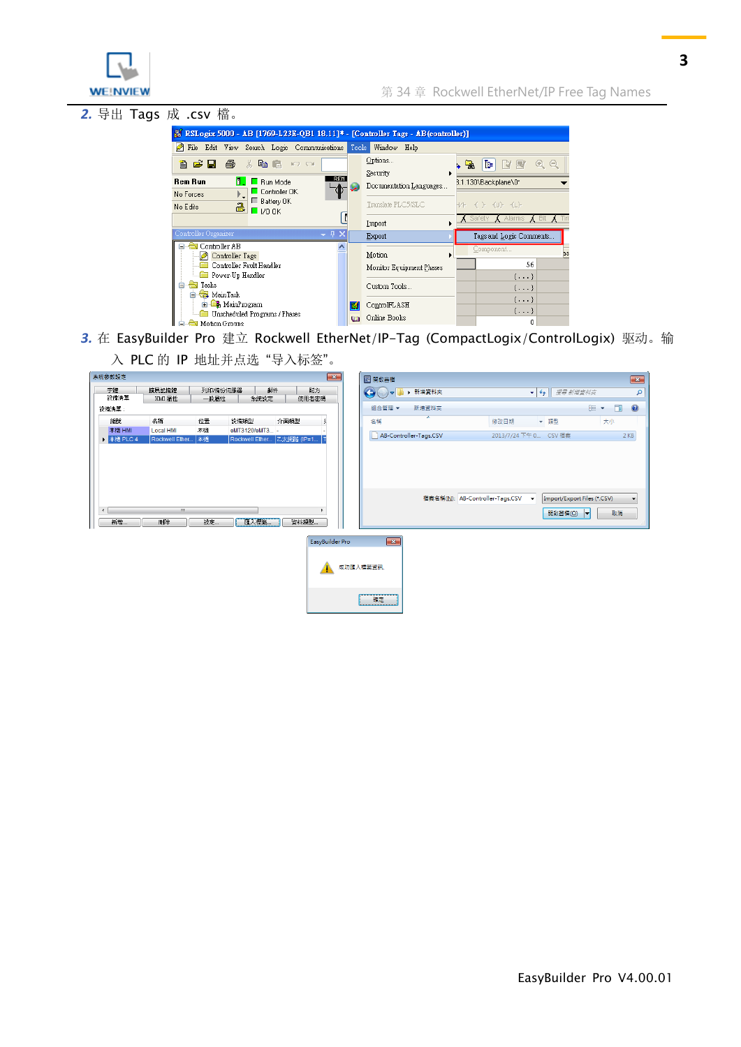2. 导出 Tags 成 .csv 檔。

3. 在 EasyBuilder Pro 建立 Rockwell EtherNet/IP-Tag (CompactLogix/ControlLogix) 驱动。输入 PLC 的 IP 地址并点选“导入标签”。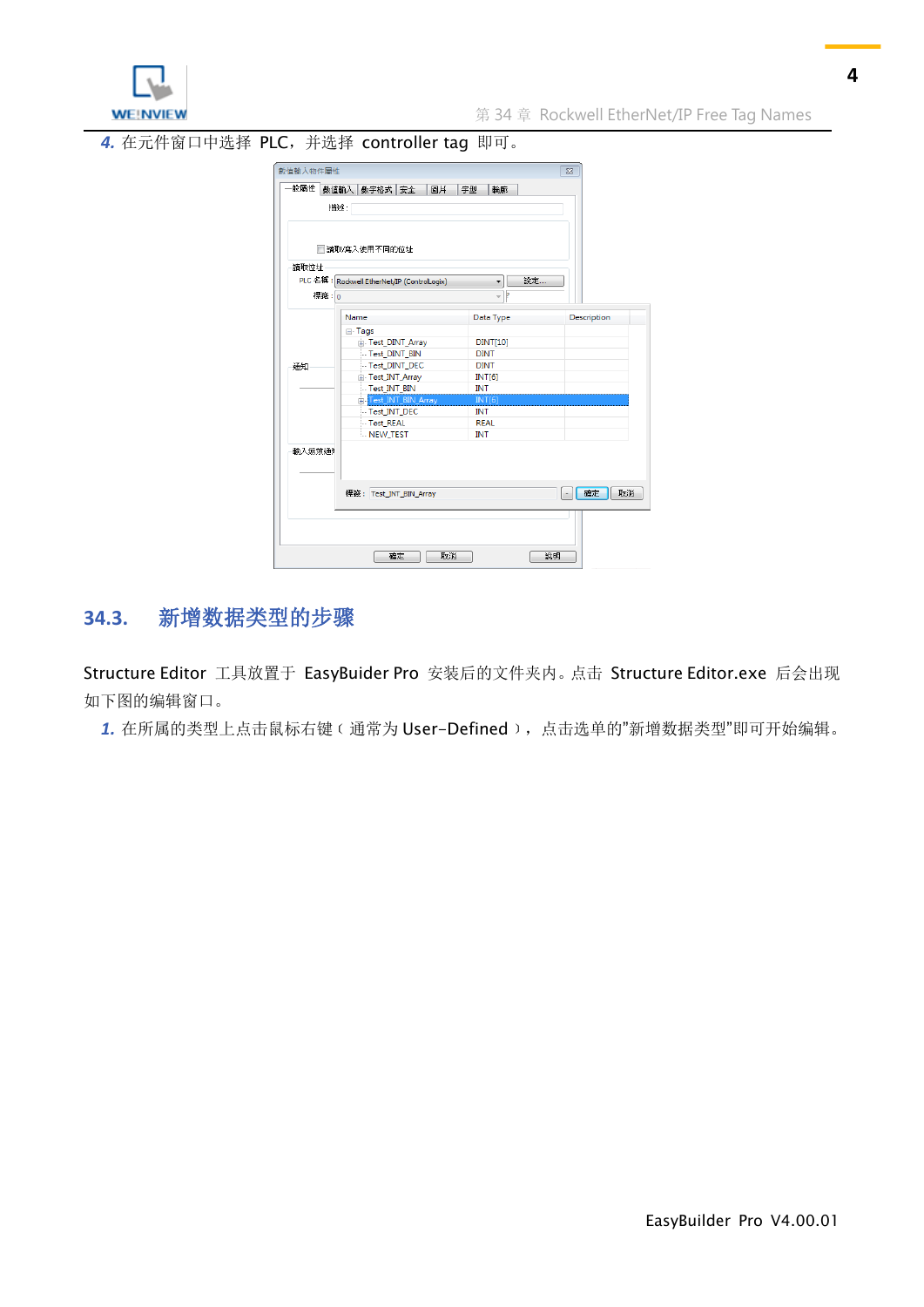4. 在元件窗口中选择 PLC，并选择 controller tag 即可。

## 34.3. 新增数据类型的步骤

Structure Editor 工具放置于 EasyBuider Pro 安装后的文件夹内。点击 Structure Editor.exe 后会出现如下图的编辑窗口。

1. 在所属的类型上点击鼠标右键（通常为 User-Defined），点击选单的"新增数据类型"即可开始编辑。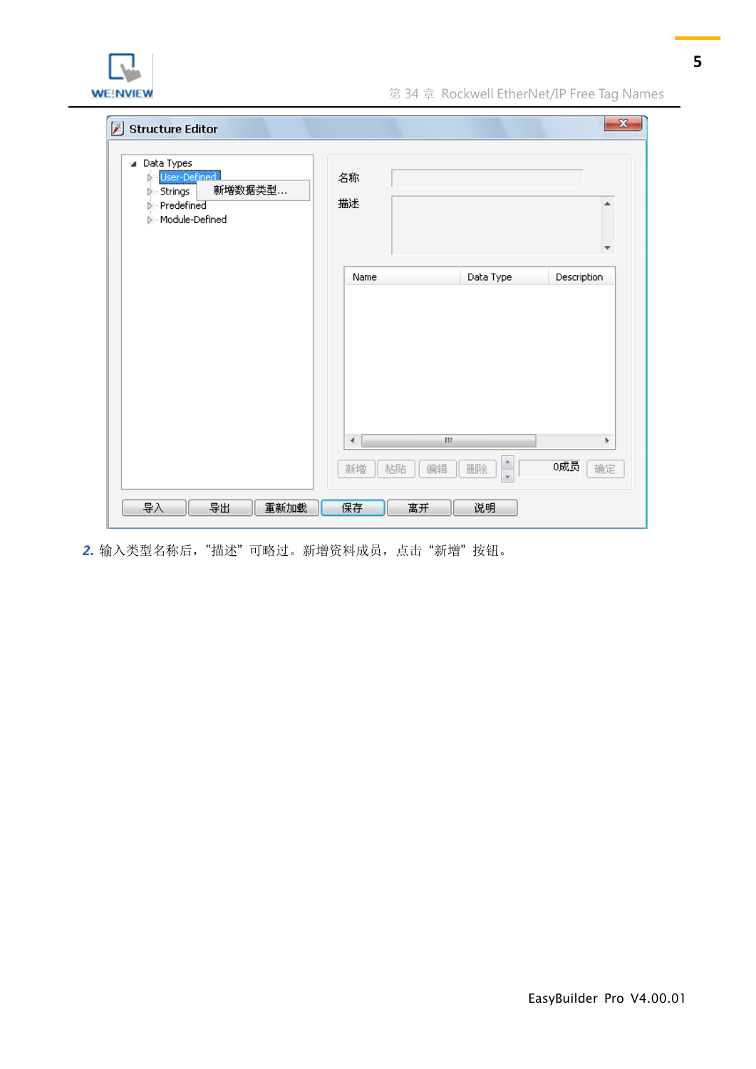2. 输入类型名称后，"描述”可略过。新增资料成员，点击“新增”按钮。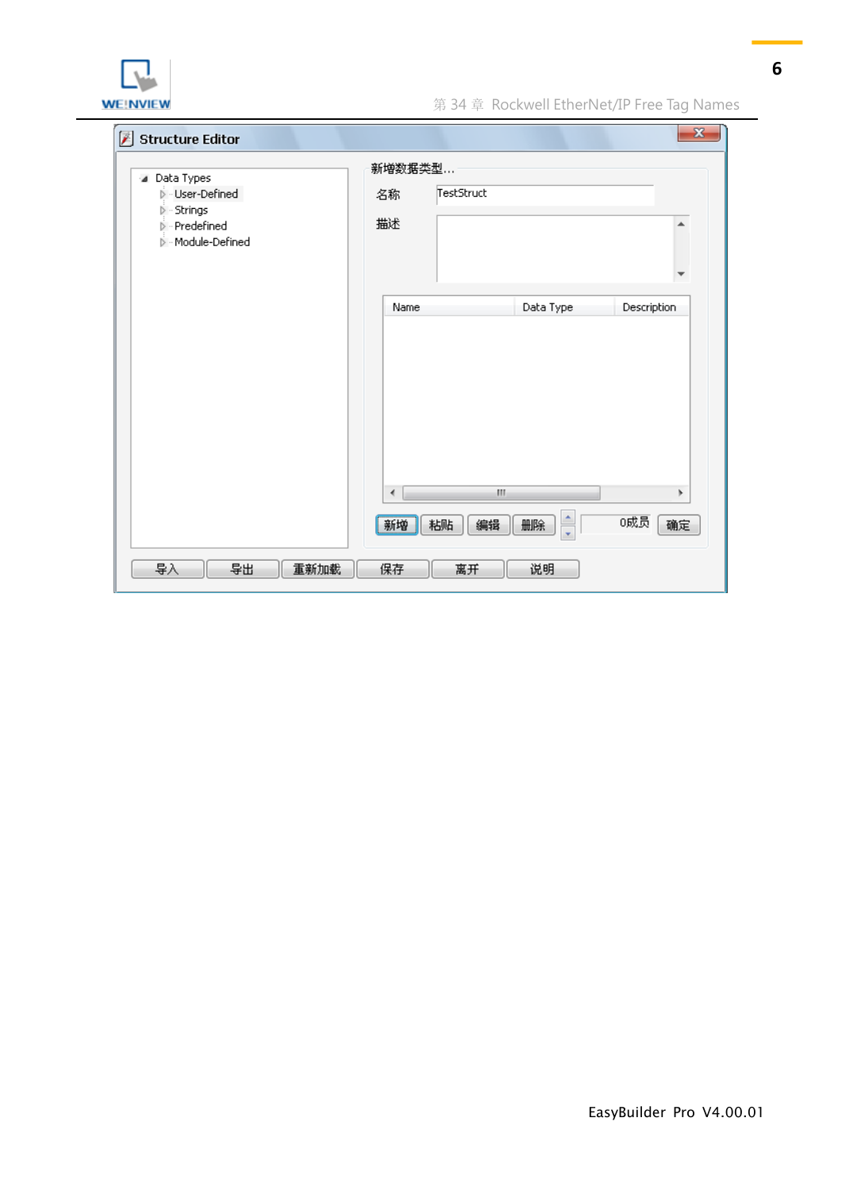**Structure Editor**

- Data Types
  - User-Defined
  - Strings
  - Predefined
  - Module-Defined

新增数据类型...

名称 TestStruct

描述

| Name | Data Type | Description |
| --- | --- | --- |

新增 粘贴 编辑 删除 0成员 确定

导入 导出 重新加载 保存 离开 说明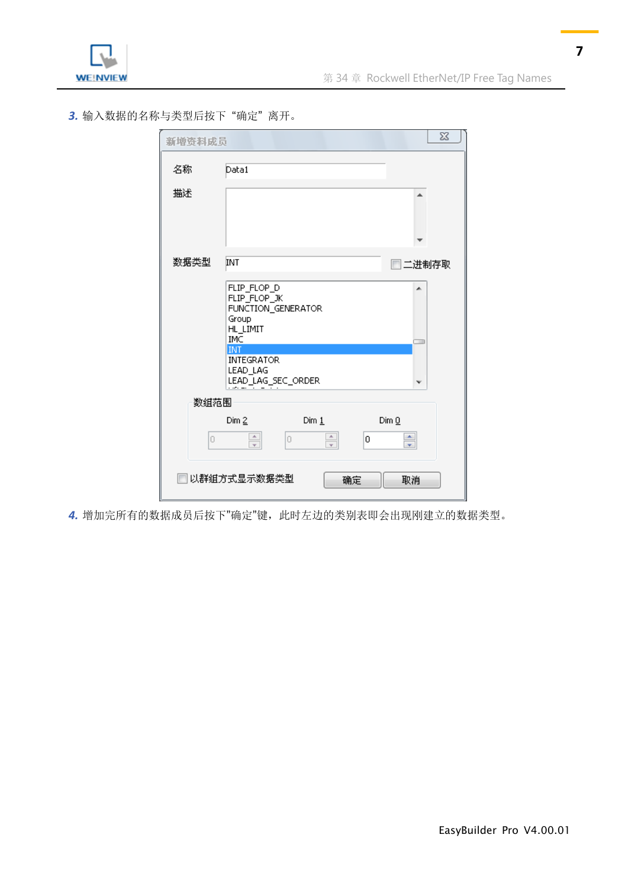3. 输入数据的名称与类型后按下“确定”离开。

4. 增加完所有的数据成员后按下”确定”键，此时左边的类别表即会出现刚刚建立的数据类型。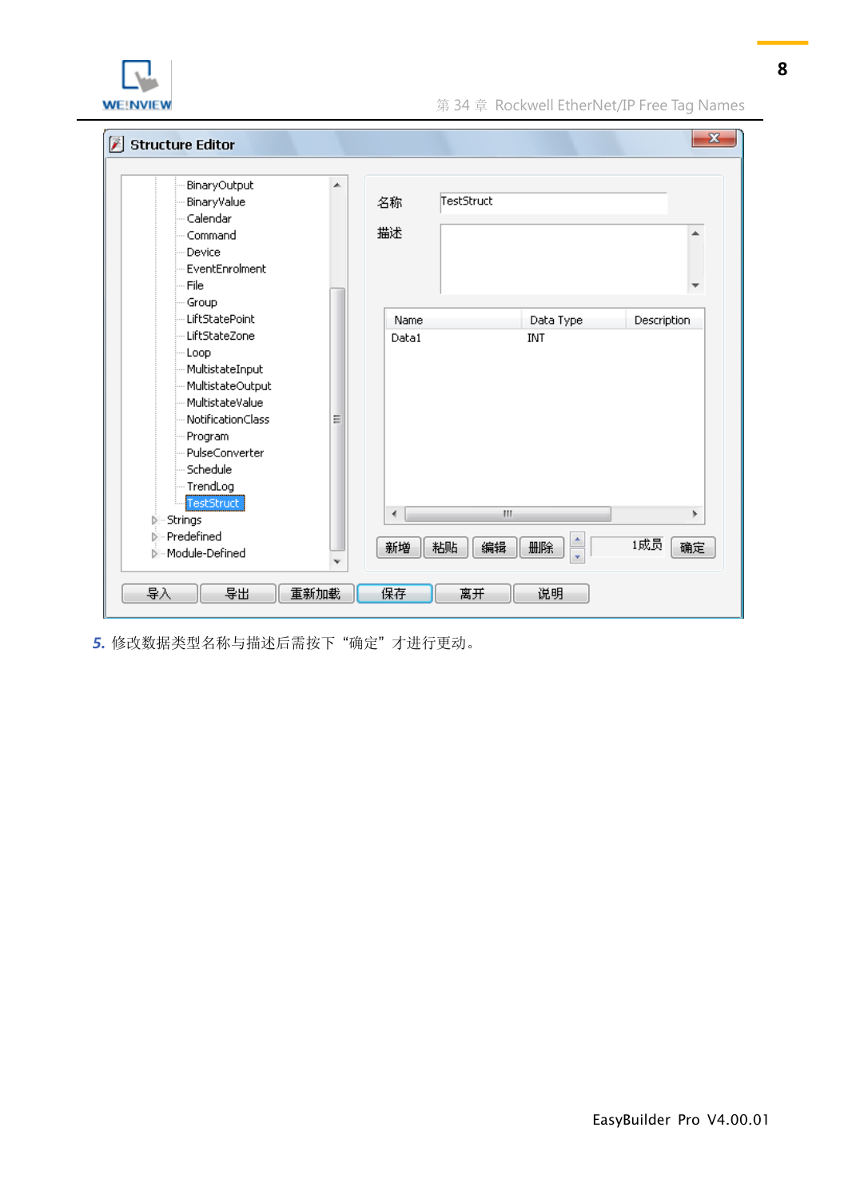**5.** 修改数据类型名称与描述后需按下“确定”才进行更动。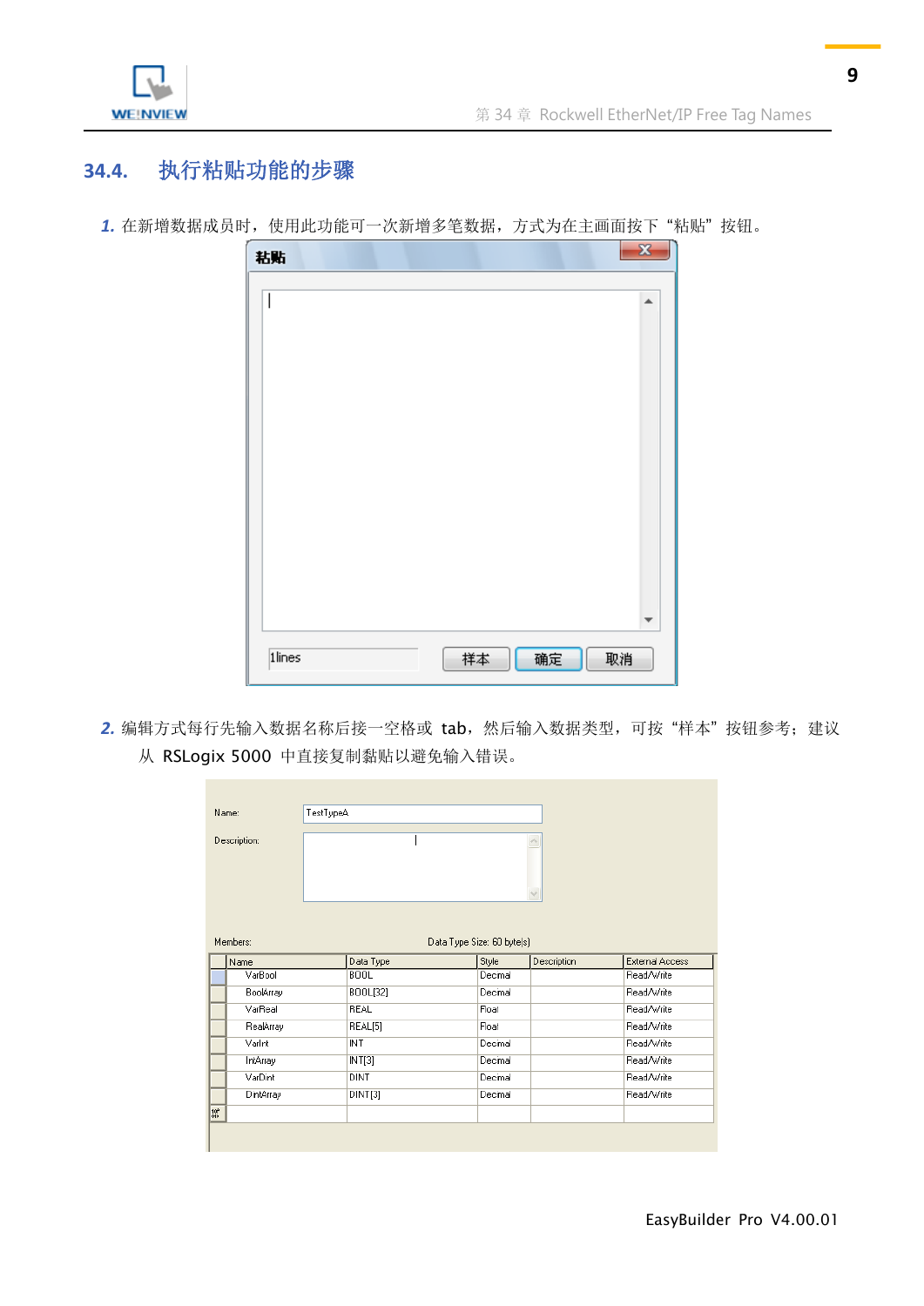## 34.4. 执行粘贴功能的步骤

1. 在新增数据成员时，使用此功能可一次新增多笔数据，方式为在主画面按下“粘贴”按钮。

2. 编辑方式每行先输入数据名称后接一空格或 tab，然后输入数据类型，可按“样本”按钮参考；建议从 RSLogix 5000 中直接复制黏贴以避免输入错误。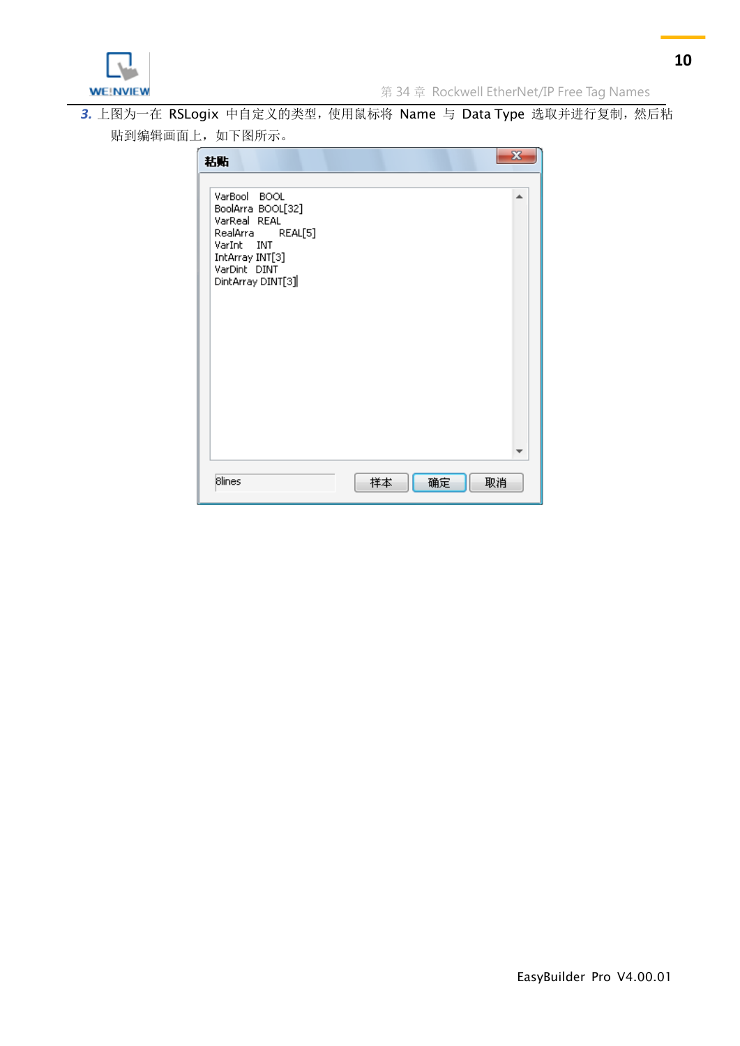3. 上图为一在 RSLogix 中自定义的类型，使用鼠标将 Name 与 Data Type 选取并进行复制，然后粘贴到编辑画面上，如下图所示。

粘贴

```
VarBool   BOOL
BoolArra  BOOL[32]
VarReal   REAL
RealArra      REAL[5]
VarInt    INT
IntArray INT[3]
VarDint   DINT
DintArray DINT[3]
```

8lines

样本 确定 取消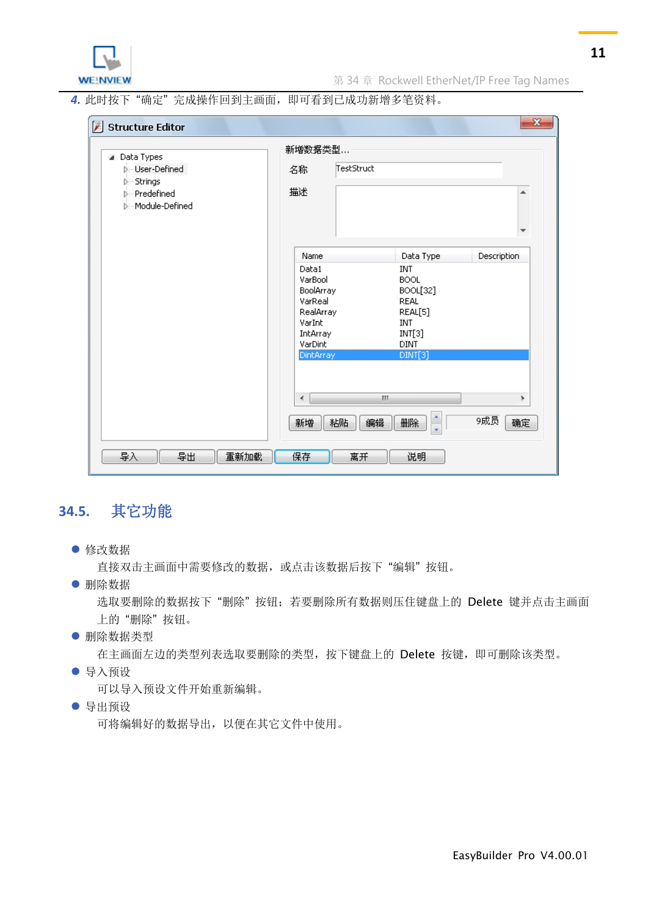4. 此时按下“确定”完成操作回到主画面，即可看到已成功新增多笔资料。

## 34.5. 其它功能

- 修改数据

  直接双击主画面中需要修改的数据，或点击该数据后按下“编辑”按钮。

- 删除数据

  选取要删除的数据按下“删除”按钮；若要删除所有数据则压住键盘上的 Delete 键并点击主画面上的“删除”按钮。

- 删除数据类型

  在主画面左边的类型列表选取要删除的类型，按下键盘上的 Delete 按键，即可删除该类型。

- 导入预设

  可以导入预设文件开始重新编辑。

- 导出预设

  可将编辑好的数据导出，以便在其它文件中使用。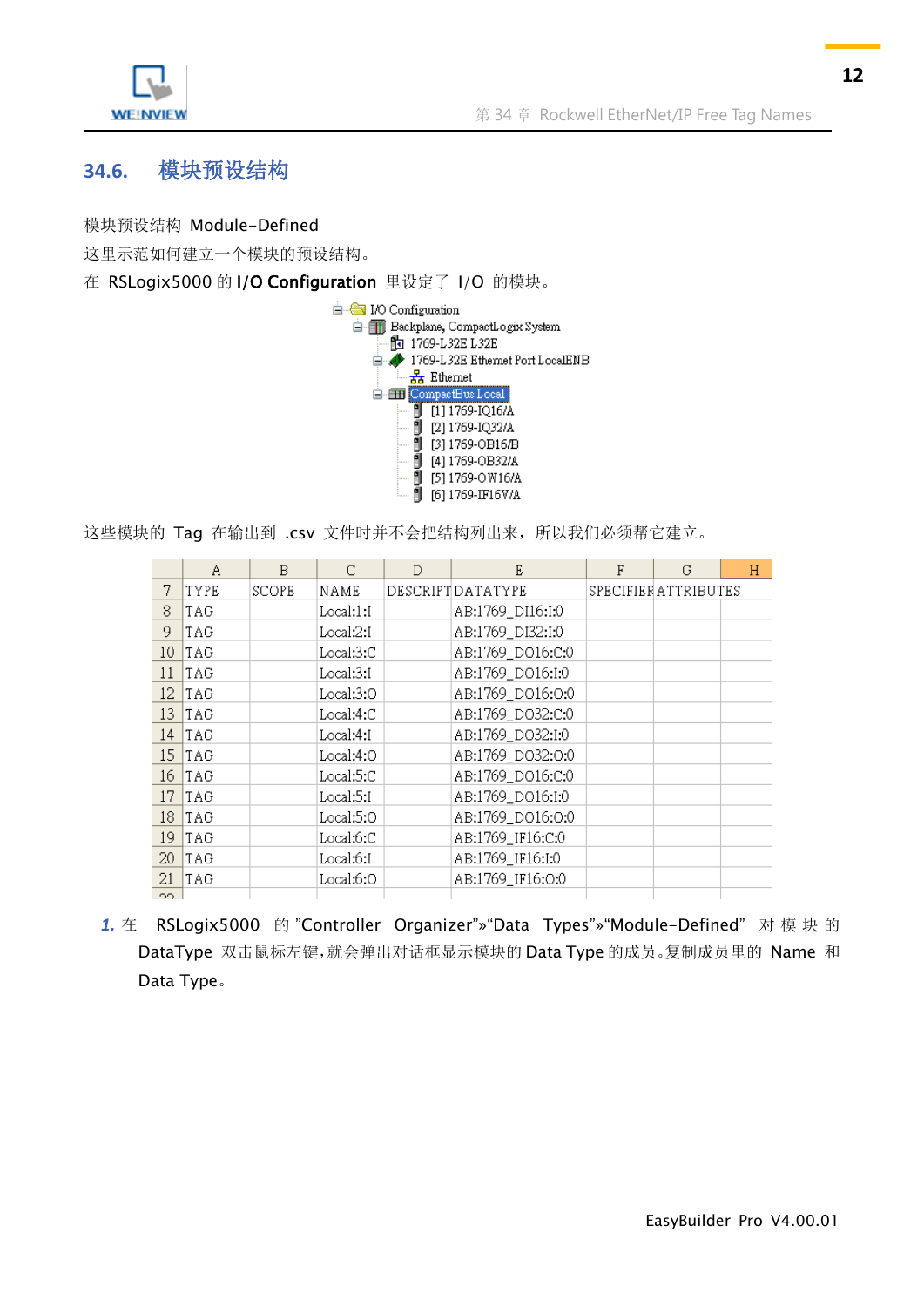## 34.6. 模块预设结构

模块预设结构 Module-Defined

这里示范如何建立一个模块的预设结构。

在 RSLogix5000 的 **I/O Configuration** 里设定了 I/O 的模块。

```
I/O Configuration
  Backplane, CompactLogix System
    1769-L32E L32E
    1769-L32E Ethernet Port LocalENB
      Ethernet
    CompactBus Local
      [1] 1769-IQ16/A
      [2] 1769-IQ32/A
      [3] 1769-OB16/B
      [4] 1769-OB32/A
      [5] 1769-OW16/A
      [6] 1769-IF16V/A
```

这些模块的 Tag 在输出到 .csv 文件时并不会把结构列出来，所以我们必须帮它建立。

| | A | B | C | D | E | F | G | H |
|---|---|---|---|---|---|---|---|---|
| 7 | TYPE | SCOPE | NAME | DESCRIPT | DATATYPE | SPECIFIER | ATTRIBUTES | |
| 8 | TAG | | Local:1:I | | AB:1769_DI16:I:0 | | | |
| 9 | TAG | | Local:2:I | | AB:1769_DI32:I:0 | | | |
| 10 | TAG | | Local:3:C | | AB:1769_DO16:C:0 | | | |
| 11 | TAG | | Local:3:I | | AB:1769_DO16:I:0 | | | |
| 12 | TAG | | Local:3:O | | AB:1769_DO16:O:0 | | | |
| 13 | TAG | | Local:4:C | | AB:1769_DO32:C:0 | | | |
| 14 | TAG | | Local:4:I | | AB:1769_DO32:I:0 | | | |
| 15 | TAG | | Local:4:O | | AB:1769_DO32:O:0 | | | |
| 16 | TAG | | Local:5:C | | AB:1769_DO16:C:0 | | | |
| 17 | TAG | | Local:5:I | | AB:1769_DO16:I:0 | | | |
| 18 | TAG | | Local:5:O | | AB:1769_DO16:O:0 | | | |
| 19 | TAG | | Local:6:C | | AB:1769_IF16:C:0 | | | |
| 20 | TAG | | Local:6:I | | AB:1769_IF16:I:0 | | | |
| 21 | TAG | | Local:6:O | | AB:1769_IF16:O:0 | | | |

1. 在 RSLogix5000 的 "Controller Organizer"»"Data Types"»"Module-Defined" 对模块的 DataType 双击鼠标左键，就会弹出对话框显示模块的 Data Type 的成员。复制成员里的 Name 和 Data Type。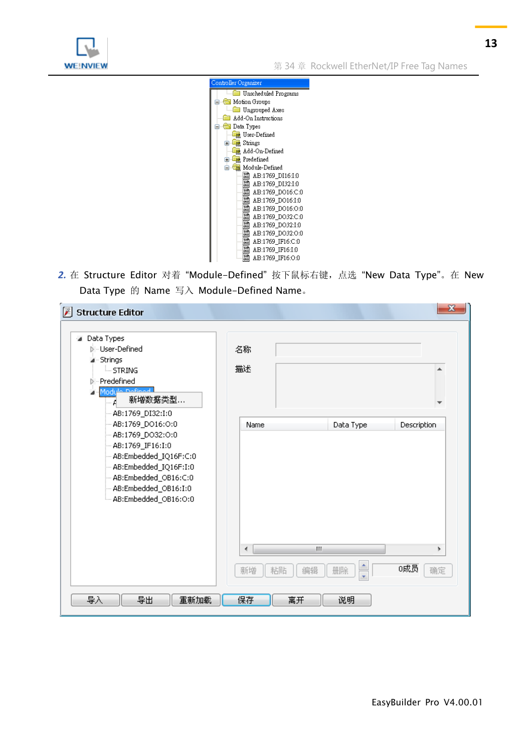2. 在 Structure Editor 对着 “Module-Defined” 按下鼠标右键，点选 “New Data Type”。在 New Data Type 的 Name 写入 Module-Defined Name。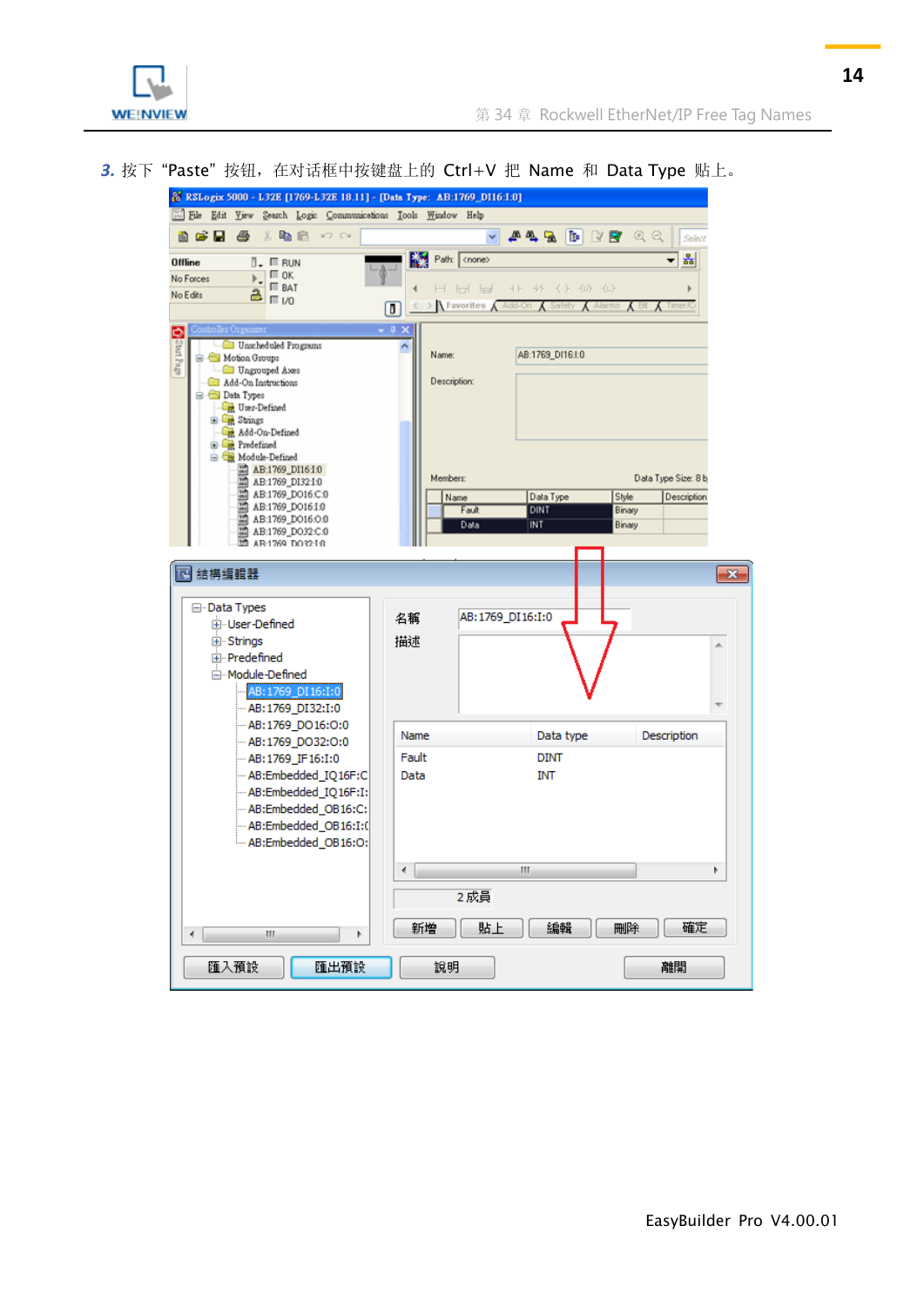***3.*** 按下 “Paste” 按钮，在对话框中按键盘上的 Ctrl+V 把 Name 和 Data Type 贴上。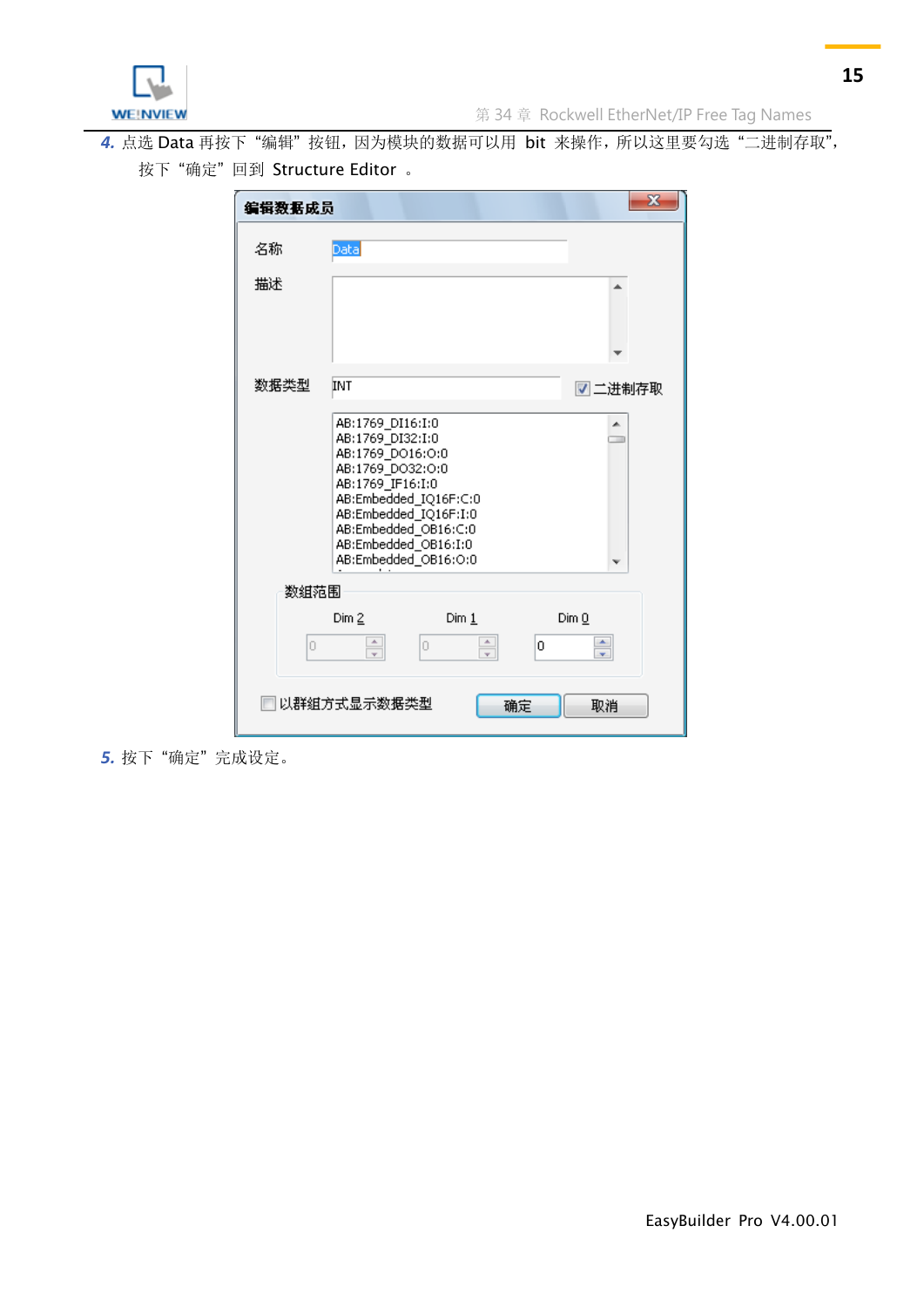4. 点选 Data 再按下 “编辑” 按钮，因为模块的数据可以用 bit 来操作，所以这里要勾选 “二进制存取”，按下 “确定” 回到 Structure Editor 。

编辑数据成员

名称 Data

描述

数据类型 INT ☑ 二进制存取

AB:1769_DI16:I:0
AB:1769_DI32:I:0
AB:1769_DO16:O:0
AB:1769_DO32:O:0
AB:1769_IF16:I:0
AB:Embedded_IQ16F:C:0
AB:Embedded_IQ16F:I:0
AB:Embedded_OB16:C:0
AB:Embedded_OB16:I:0
AB:Embedded_OB16:O:0

数組范围

Dim 2 0 Dim 1 0 Dim 0 0

☐ 以群組方式显示数据类型 确定 取消

5. 按下 “确定” 完成设定。